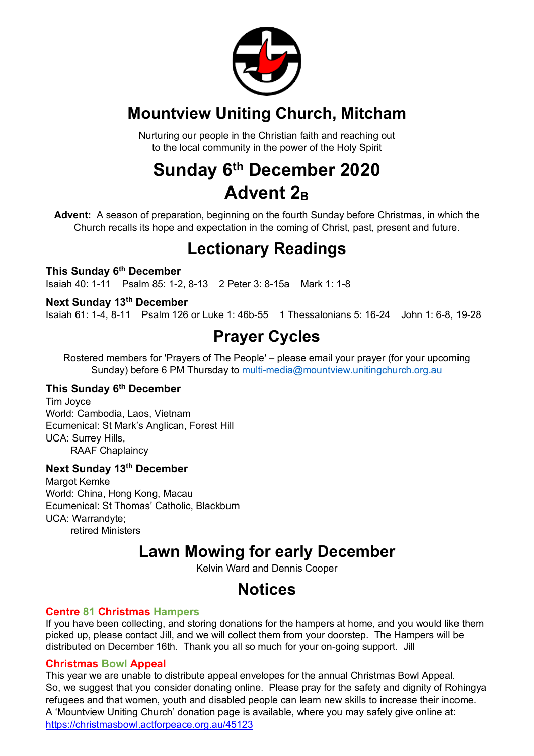# Mountview Uniting Church, Mitcham

Nurturing our people in the Christian faith and reaching out
to the local community in the power of the Holy Spirit

# Sunday 6th December 2020
# Advent $2_B$

**Advent:** A season of preparation, beginning on the fourth Sunday before Christmas, in which the Church recalls its hope and expectation in the coming of Christ, past, present and future.

## Lectionary Readings

**This Sunday 6th December**
Isaiah 40: 1-11    Psalm 85: 1-2, 8-13    2 Peter 3: 8-15a    Mark 1: 1-8

**Next Sunday 13th December**
Isaiah 61: 1-4, 8-11    Psalm 126 or Luke 1: 46b-55    1 Thessalonians 5: 16-24    John 1: 6-8, 19-28

## Prayer Cycles

Rostered members for 'Prayers of The People' – please email your prayer (for your upcoming Sunday) before 6 PM Thursday to multi-media@mountview.unitingchurch.org.au

**This Sunday 6th December**
Tim Joyce
World: Cambodia, Laos, Vietnam
Ecumenical: St Mark's Anglican, Forest Hill
UCA: Surrey Hills,
RAAF Chaplaincy

**Next Sunday 13th December**
Margot Kemke
World: China, Hong Kong, Macau
Ecumenical: St Thomas' Catholic, Blackburn
UCA: Warrandyte;
retired Ministers

## Lawn Mowing for early December

Kelvin Ward and Dennis Cooper

## Notices

**Centre 81 Christmas Hampers**
If you have been collecting, and storing donations for the hampers at home, and you would like them picked up, please contact Jill, and we will collect them from your doorstep. The Hampers will be distributed on December 16th. Thank you all so much for your on-going support. Jill

**Christmas Bowl Appeal**
This year we are unable to distribute appeal envelopes for the annual Christmas Bowl Appeal. So, we suggest that you consider donating online. Please pray for the safety and dignity of Rohingya refugees and that women, youth and disabled people can learn new skills to increase their income. A 'Mountview Uniting Church' donation page is available, where you may safely give online at: https://christmasbowl.actforpeace.org.au/45123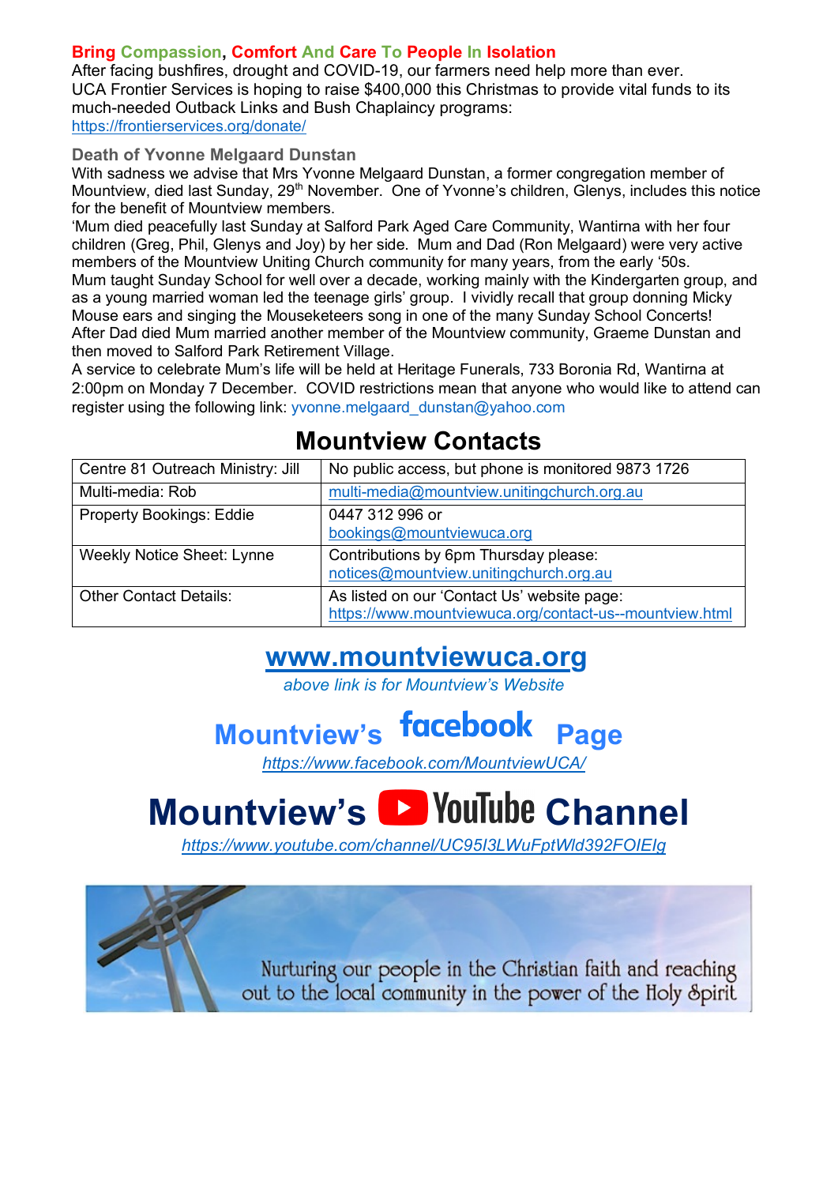**Bring Compassion, Comfort And Care To People In Isolation**

After facing bushfires, drought and COVID-19, our farmers need help more than ever. UCA Frontier Services is hoping to raise $400,000 this Christmas to provide vital funds to its much-needed Outback Links and Bush Chaplaincy programs: https://frontierservices.org/donate/

### Death of Yvonne Melgaard Dunstan

With sadness we advise that Mrs Yvonne Melgaard Dunstan, a former congregation member of Mountview, died last Sunday, 29th November. One of Yvonne's children, Glenys, includes this notice for the benefit of Mountview members.

'Mum died peacefully last Sunday at Salford Park Aged Care Community, Wantirna with her four children (Greg, Phil, Glenys and Joy) by her side. Mum and Dad (Ron Melgaard) were very active members of the Mountview Uniting Church community for many years, from the early '50s.

Mum taught Sunday School for well over a decade, working mainly with the Kindergarten group, and as a young married woman led the teenage girls' group. I vividly recall that group donning Micky Mouse ears and singing the Mouseketeers song in one of the many Sunday School Concerts!

After Dad died Mum married another member of the Mountview community, Graeme Dunstan and then moved to Salford Park Retirement Village.

A service to celebrate Mum's life will be held at Heritage Funerals, 733 Boronia Rd, Wantirna at 2:00pm on Monday 7 December. COVID restrictions mean that anyone who would like to attend can register using the following link: yvonne.melgaard_dunstan@yahoo.com

## Mountview Contacts

| | |
|---|---|
| Centre 81 Outreach Ministry: Jill | No public access, but phone is monitored 9873 1726 |
| Multi-media: Rob | multi-media@mountview.unitingchurch.org.au |
| Property Bookings: Eddie | 0447 312 996 or bookings@mountviewuca.org |
| Weekly Notice Sheet: Lynne | Contributions by 6pm Thursday please: notices@mountview.unitingchurch.org.au |
| Other Contact Details: | As listed on our 'Contact Us' website page: https://www.mountviewuca.org/contact-us--mountview.html |

## www.mountviewuca.org

*above link is for Mountview's Website*

## Mountview's facebook Page

*https://www.facebook.com/MountviewUCA/*

## Mountview's YouTube Channel

*https://www.youtube.com/channel/UC95I3LWuFptWld392FOIEIg*

Nurturing our people in the Christian faith and reaching out to the local community in the power of the Holy Spirit